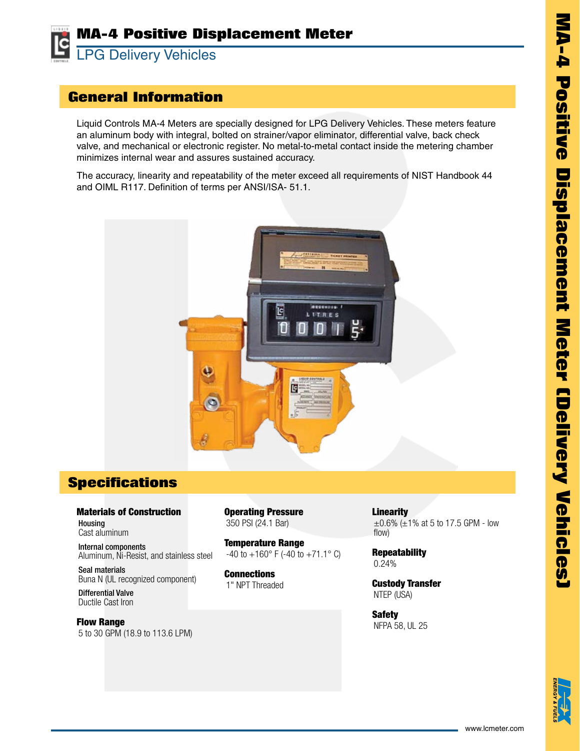# MA-4 Positive Displacement Meter

## LPG Delivery Vehicles

## General Information

Liquid Controls MA-4 Meters are specially designed for LPG Delivery Vehicles. These meters feature an aluminum body with integral, bolted on strainer/vapor eliminator, differential valve, back check valve, and mechanical or electronic register. No metal-to-metal contact inside the metering chamber minimizes internal wear and assures sustained accuracy.

The accuracy, linearity and repeatability of the meter exceed all requirements of NIST Handbook 44 and OIML R117. Definition of terms per ANSI/ISA- 51.1.

## Specifications

**Materials of Construction**

**Housing**
Cast aluminum

**Internal components**
Aluminum, Ni-Resist, and stainless steel

**Seal materials**
Buna N (UL recognized component)

**Differential Valve**
Ductile Cast Iron

**Flow Range**
5 to 30 GPM (18.9 to 113.6 LPM)

**Operating Pressure**
350 PSI (24.1 Bar)

**Temperature Range**
-40 to +160° F (-40 to +71.1° C)

**Connections**
1" NPT Threaded

**Linearity**
±0.6% (±1% at 5 to 17.5 GPM - low flow)

**Repeatability**
0.24%

**Custody Transfer**
NTEP (USA)

**Safety**
NFPA 58, UL 25

www.lcmeter.com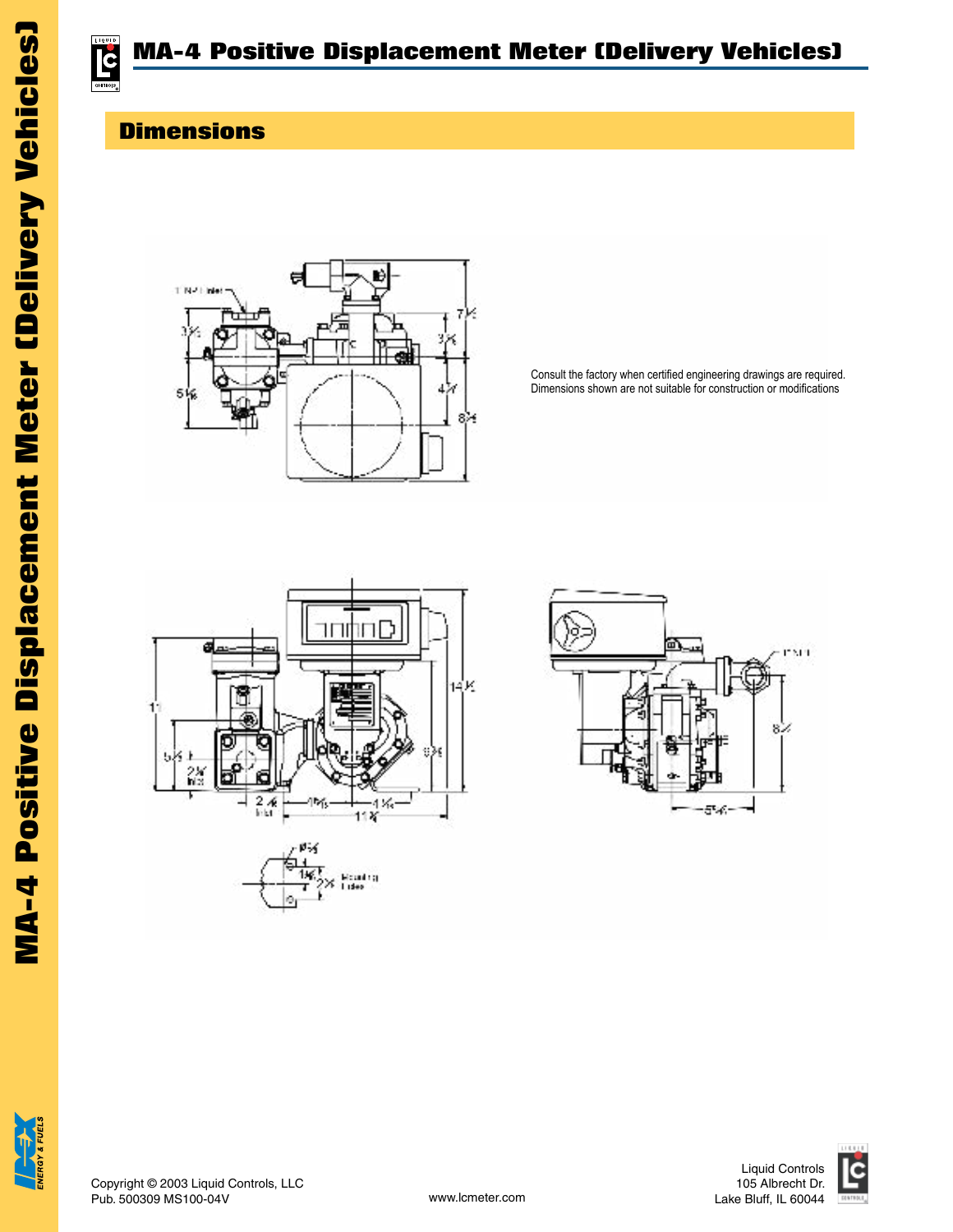# MA-4 Positive Displacement Meter (Delivery Vehicles)

## Dimensions

Consult the factory when certified engineering drawings are required. Dimensions shown are not suitable for construction or modifications

Copyright © 2003 Liquid Controls, LLC
Pub. 500309 MS100-04V

www.lcmeter.com

Liquid Controls
105 Albrecht Dr.
Lake Bluff, IL 60044